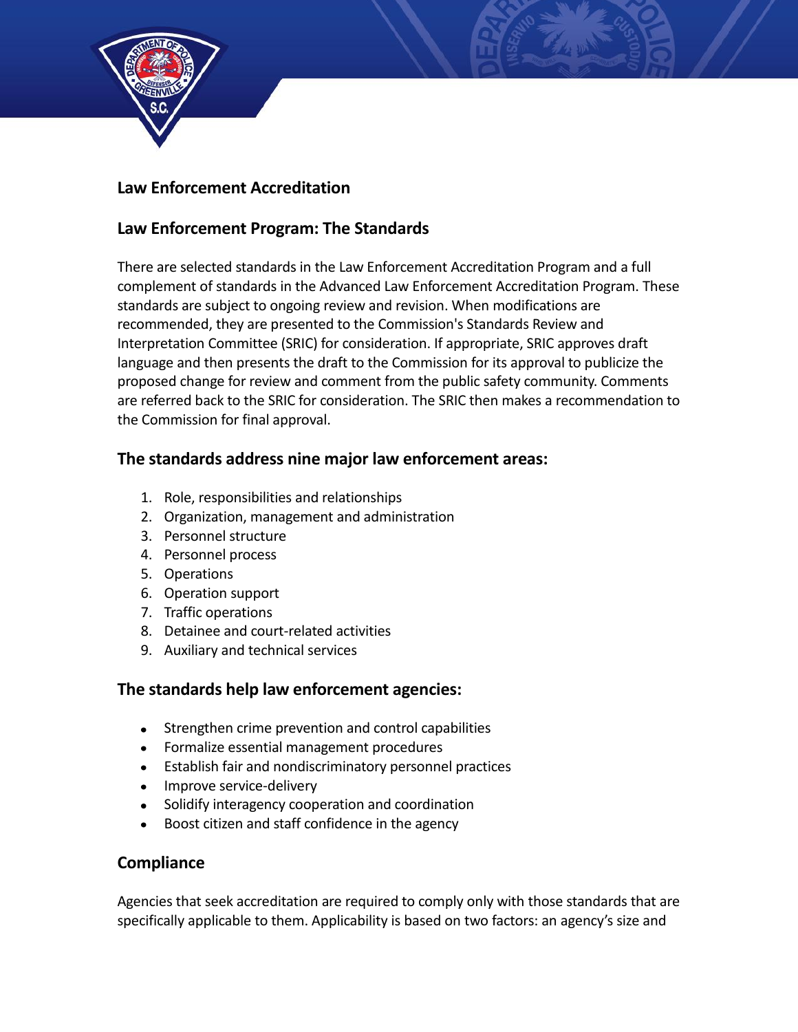## Law Enforcement Accreditation

## Law Enforcement Program: The Standards

There are selected standards in the Law Enforcement Accreditation Program and a full complement of standards in the Advanced Law Enforcement Accreditation Program. These standards are subject to ongoing review and revision. When modifications are recommended, they are presented to the Commission's Standards Review and Interpretation Committee (SRIC) for consideration. If appropriate, SRIC approves draft language and then presents the draft to the Commission for its approval to publicize the proposed change for review and comment from the public safety community. Comments are referred back to the SRIC for consideration. The SRIC then makes a recommendation to the Commission for final approval.

### The standards address nine major law enforcement areas:

1. Role, responsibilities and relationships
2. Organization, management and administration
3. Personnel structure
4. Personnel process
5. Operations
6. Operation support
7. Traffic operations
8. Detainee and court-related activities
9. Auxiliary and technical services

### The standards help law enforcement agencies:

- Strengthen crime prevention and control capabilities
- Formalize essential management procedures
- Establish fair and nondiscriminatory personnel practices
- Improve service-delivery
- Solidify interagency cooperation and coordination
- Boost citizen and staff confidence in the agency

## Compliance

Agencies that seek accreditation are required to comply only with those standards that are specifically applicable to them. Applicability is based on two factors: an agency's size and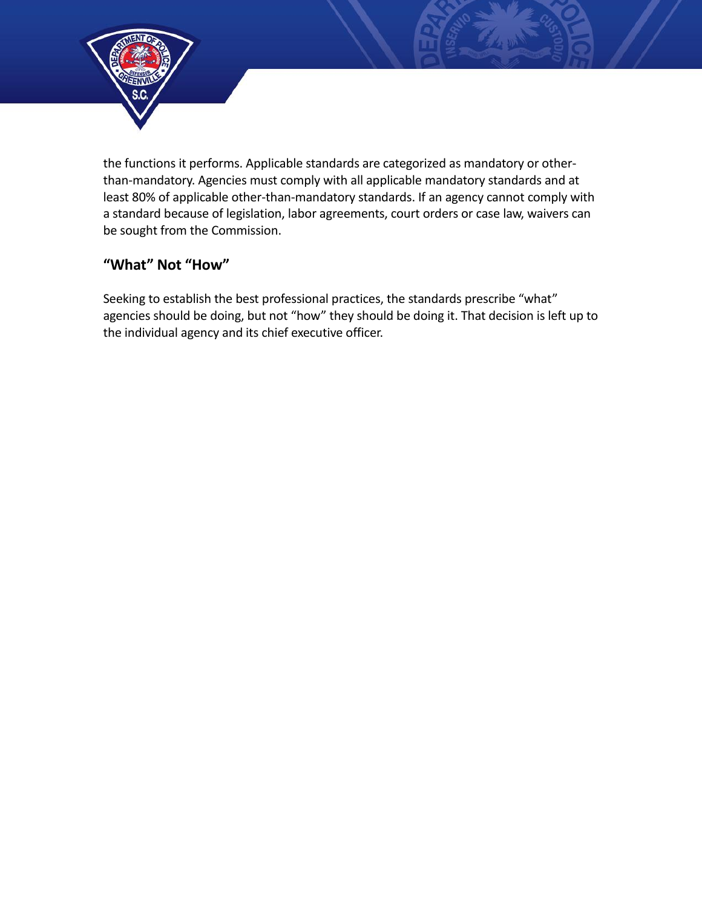the functions it performs. Applicable standards are categorized as mandatory or other-than-mandatory. Agencies must comply with all applicable mandatory standards and at least 80% of applicable other-than-mandatory standards. If an agency cannot comply with a standard because of legislation, labor agreements, court orders or case law, waivers can be sought from the Commission.

## “What” Not “How”

Seeking to establish the best professional practices, the standards prescribe “what” agencies should be doing, but not “how” they should be doing it. That decision is left up to the individual agency and its chief executive officer.